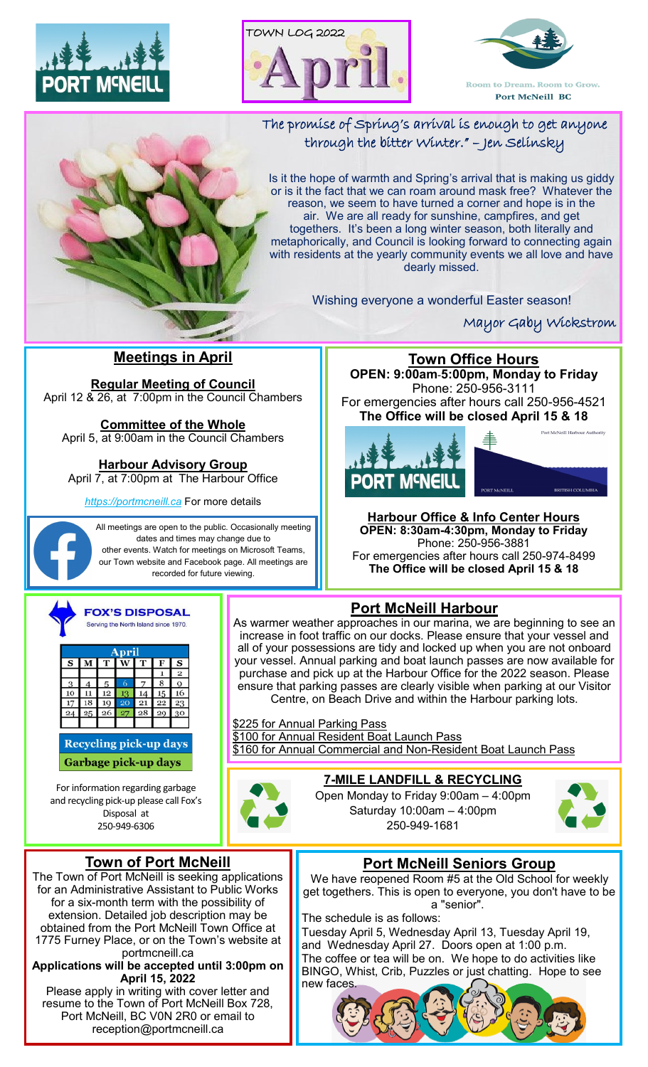TOWN LOG 2022

# April

Room to Dream. Room to Grow.
Port McNeill BC

The promise of Spring's arrival is enough to get anyone through the bitter Winter." – Jen Selinsky

Is it the hope of warmth and Spring's arrival that is making us giddy or is it the fact that we can roam around mask free? Whatever the reason, we seem to have turned a corner and hope is in the air. We are all ready for sunshine, campfires, and get togethers. It's been a long winter season, both literally and metaphorically, and Council is looking forward to connecting again with residents at the yearly community events we all love and have dearly missed.

Wishing everyone a wonderful Easter season!

Mayor Gaby Wickstrom

## Meetings in April

**Regular Meeting of Council**
April 12 & 26, at 7:00pm in the Council Chambers

**Committee of the Whole**
April 5, at 9:00am in the Council Chambers

**Harbour Advisory Group**
April 7, at 7:00pm at The Harbour Office

*https://portmcneill.ca* For more details

All meetings are open to the public. Occasionally meeting dates and times may change due to other events. Watch for meetings on Microsoft Teams, our Town website and Facebook page. All meetings are recorded for future viewing.

## Town Office Hours

**OPEN: 9:00am-5:00pm, Monday to Friday**
Phone: 250-956-3111
For emergencies after hours call 250-956-4521
**The Office will be closed April 15 & 18**

**Harbour Office & Info Center Hours**
**OPEN: 8:30am-4:30pm, Monday to Friday**
Phone: 250-956-3881
For emergencies after hours call 250-974-8499
**The Office will be closed April 15 & 18**

## FOX'S DISPOSAL

Serving the North Island since 1970.

| S | M | T | W | T | F | S |
|---|---|---|---|---|---|---|
| | | | | | 1 | 2 |
| 3 | 4 | 5 | 6 | 7 | 8 | 9 |
| 10 | 11 | 12 | 13 | 14 | 15 | 16 |
| 17 | 18 | 19 | 20 | 21 | 22 | 23 |
| 24 | 25 | 26 | 27 | 28 | 29 | 30 |

Recycling pick-up days
Garbage pick-up days

For information regarding garbage and recycling pick-up please call Fox's Disposal at 250-949-6306

## Port McNeill Harbour

As warmer weather approaches in our marina, we are beginning to see an increase in foot traffic on our docks. Please ensure that your vessel and all of your possessions are tidy and locked up when you are not onboard your vessel. Annual parking and boat launch passes are now available for purchase and pick up at the Harbour Office for the 2022 season. Please ensure that parking passes are clearly visible when parking at our Visitor Centre, on Beach Drive and within the Harbour parking lots.

$225 for Annual Parking Pass
$100 for Annual Resident Boat Launch Pass
$160 for Annual Commercial and Non-Resident Boat Launch Pass

## 7-MILE LANDFILL & RECYCLING

Open Monday to Friday 9:00am – 4:00pm
Saturday 10:00am – 4:00pm
250-949-1681

## Town of Port McNeill

The Town of Port McNeill is seeking applications for an Administrative Assistant to Public Works for a six-month term with the possibility of extension. Detailed job description may be obtained from the Port McNeill Town Office at 1775 Furney Place, or on the Town's website at portmcneill.ca

**Applications will be accepted until 3:00pm on April 15, 2022**

Please apply in writing with cover letter and resume to the Town of Port McNeill Box 728, Port McNeill, BC V0N 2R0 or email to reception@portmcneill.ca

## Port McNeill Seniors Group

We have reopened Room #5 at the Old School for weekly get togethers. This is open to everyone, you don't have to be a "senior".

The schedule is as follows:

Tuesday April 5, Wednesday April 13, Tuesday April 19, and Wednesday April 27. Doors open at 1:00 p.m. The coffee or tea will be on. We hope to do activities like BINGO, Whist, Crib, Puzzles or just chatting. Hope to see new faces.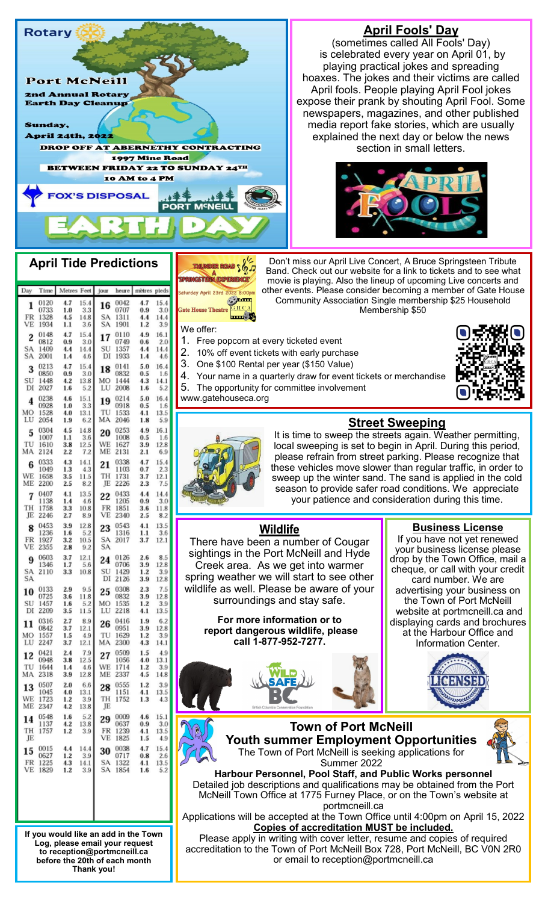Rotary

Port McNeill

2nd Annual Rotary Earth Day Cleanup

Sunday, April 24th, 2022

DROP OFF AT ABERNETHY CONTRACTING

1997 Mine Road

BETWEEN FRIDAY 22 TO SUNDAY 24TH

10 AM to 4 PM

FOX'S DISPOSAL

PORT McNEILL

EARTH DAY

## April Fools' Day

(sometimes called All Fools' Day) is celebrated every year on April 01, by playing practical jokes and spreading hoaxes. The jokes and their victims are called April fools. People playing April Fool jokes expose their prank by shouting April Fool. Some newspapers, magazines, and other published media report fake stories, which are usually explained the next day or below the news section in small letters.

## April Tide Predictions

| Day | Time | Metres | Feet | jour | heure | mètres | pieds |
|---|---|---|---|---|---|---|---|
| 1 | 0120 | 4.7 | 15.4 | 16 | 0042 | 4.7 | 15.4 |
| | 0733 | 1.0 | 3.3 | | 0707 | 0.9 | 3.0 |
| FR | 1328 | 4.5 | 14.8 | SA | 1311 | 4.4 | 14.4 |
| VE | 1934 | 1.1 | 3.6 | SA | 1901 | 1.2 | 3.9 |
| 2 | 0148 | 4.7 | 15.4 | 17 | 0110 | 4.9 | 16.1 |
| | 0812 | 0.9 | 3.0 | | 0749 | 0.6 | 2.0 |
| SA | 1409 | 4.4 | 14.4 | SU | 1357 | 4.4 | 14.4 |
| SA | 2001 | 1.4 | 4.6 | DI | 1933 | 1.4 | 4.6 |
| 3 | 0213 | 4.7 | 15.4 | 18 | 0141 | 5.0 | 16.4 |
| | 0850 | 0.9 | 3.0 | | 0832 | 0.5 | 1.6 |
| SU | 1448 | 4.2 | 13.8 | MO | 1444 | 4.3 | 14.1 |
| DI | 2027 | 1.6 | 5.2 | LU | 2008 | 1.6 | 5.2 |
| 4 | 0238 | 4.6 | 15.1 | 19 | 0214 | 5.0 | 16.4 |
| | 0928 | 1.0 | 3.3 | | 0918 | 0.5 | 1.6 |
| MO | 1528 | 4.0 | 13.1 | TU | 1533 | 4.1 | 13.5 |
| LU | 2054 | 1.9 | 6.2 | MA | 2046 | 1.8 | 5.9 |
| 5 | 0304 | 4.5 | 14.8 | 20 | 0253 | 4.9 | 16.1 |
| | 1007 | 1.1 | 3.6 | | 1008 | 0.5 | 1.6 |
| TU | 1610 | 3.8 | 12.5 | WE | 1627 | 3.9 | 12.8 |
| MA | 2124 | 2.2 | 7.2 | ME | 2131 | 2.1 | 6.9 |
| 6 | 0333 | 4.3 | 14.1 | 21 | 0338 | 4.7 | 15.4 |
| | 1049 | 1.3 | 4.3 | | 1103 | 0.7 | 2.3 |
| WE | 1658 | 3.5 | 11.5 | TH | 1731 | 3.7 | 12.1 |
| ME | 2200 | 2.5 | 8.2 | JE | 2226 | 2.3 | 7.5 |
| 7 | 0407 | 4.1 | 13.5 | 22 | 0433 | 4.4 | 14.4 |
| | 1138 | 1.4 | 4.6 | | 1205 | 0.9 | 3.0 |
| TH | 1758 | 3.3 | 10.8 | FR | 1851 | 3.6 | 11.8 |
| JE | 2246 | 2.7 | 8.9 | VE | 2340 | 2.5 | 8.2 |
| 8 | 0453 | 3.9 | 12.8 | 23 | 0543 | 4.1 | 13.5 |
| | 1236 | 1.6 | 5.2 | | 1316 | 1.1 | 3.6 |
| FR | 1927 | 3.2 | 10.5 | SA | 2017 | 3.7 | 12.1 |
| VE | 2355 | 2.8 | 9.2 | SA | | | |
| 9 | 0603 | 3.7 | 12.1 | 24 | 0126 | 2.6 | 8.5 |
| | 1346 | 1.7 | 5.6 | | 0706 | 3.9 | 12.8 |
| SA | 2110 | 3.3 | 10.8 | SU | 1429 | 1.2 | 3.9 |
| SA | | | | DI | 2126 | 3.9 | 12.8 |
| 10 | 0133 | 2.9 | 9.5 | 25 | 0308 | 2.3 | 7.5 |
| | 0725 | 3.6 | 11.8 | | 0832 | 3.9 | 12.8 |
| SU | 1457 | 1.6 | 5.2 | MO | 1535 | 1.2 | 3.9 |
| DI | 2209 | 3.5 | 11.5 | LU | 2218 | 4.1 | 13.5 |
| 11 | 0316 | 2.7 | 8.9 | 26 | 0416 | 1.9 | 6.2 |
| | 0842 | 3.7 | 12.1 | | 0951 | 3.9 | 12.8 |
| MO | 1557 | 1.5 | 4.9 | TU | 1629 | 1.2 | 3.9 |
| LU | 2247 | 3.7 | 12.1 | MA | 2300 | 4.3 | 14.1 |
| 12 | 0421 | 2.4 | 7.9 | 27 | 0509 | 1.5 | 4.9 |
| | 0948 | 3.8 | 12.5 | | 1056 | 4.0 | 13.1 |
| TU | 1644 | 1.4 | 4.6 | WE | 1714 | 1.2 | 3.9 |
| MA | 2318 | 3.9 | 12.8 | ME | 2337 | 4.5 | 14.8 |
| 13 | 0507 | 2.0 | 6.6 | 28 | 0555 | 1.2 | 3.9 |
| | 1045 | 4.0 | 13.1 | | 1151 | 4.1 | 13.5 |
| WE | 1723 | 1.2 | 3.9 | TH | 1752 | 1.3 | 4.3 |
| ME | 2347 | 4.2 | 13.8 | JE | | | |
| 14 | 0548 | 1.6 | 5.2 | 29 | 0009 | 4.6 | 15.1 |
| | 1137 | 4.2 | 13.8 | | 0637 | 0.9 | 3.0 |
| TH | 1757 | 1.2 | 3.9 | FR | 1239 | 4.1 | 13.5 |
| JE | | | | VE | 1825 | 1.5 | 4.9 |
| 15 | 0015 | 4.4 | 14.4 | 30 | 0038 | 4.7 | 15.4 |
| | 0627 | 1.2 | 3.9 | | 0717 | 0.8 | 2.6 |
| FR | 1225 | 4.3 | 14.1 | SA | 1322 | 4.1 | 13.5 |
| VE | 1829 | 1.2 | 3.9 | SA | 1854 | 1.6 | 5.2 |

**If you would like an add in the Town Log, please email your request to reception@portmcneill.ca before the 20th of each month Thank you!**

THUNDER ROAD A SPRINGSTEEN EXPERIENCE Saturday April 23rd 2022 8:00pm Gate House Theatre

Don't miss our April Live Concert, A Bruce Springsteen Tribute Band. Check out our website for a link to tickets and to see what movie is playing. Also the lineup of upcoming Live concerts and other events. Please consider becoming a member of Gate House Community Association Single membership $25 Household Membership $50

We offer:

1. Free popcorn at every ticketed event
2. 10% off event tickets with early purchase
3. One $100 Rental per year ($150 Value)
4. Your name in a quarterly draw for event tickets or merchandise
5. The opportunity for committee involvement

www.gatehouseca.org

## Street Sweeping

It is time to sweep the streets again. Weather permitting, local sweeping is set to begin in April. During this period, please refrain from street parking. Please recognize that these vehicles move slower than regular traffic, in order to sweep up the winter sand. The sand is applied in the cold season to provide safer road conditions. We appreciate your patience and consideration during this time.

## Wildlife

There have been a number of Cougar sightings in the Port McNeill and Hyde Creek area. As we get into warmer spring weather we will start to see other wildlife as well. Please be aware of your surroundings and stay safe.

**For more information or to report dangerous wildlife, please call 1-877-952-7277.**

WILD SAFE BC — British Columbia Conservation Foundation

## Business License

If you have not yet renewed your business license please drop by the Town Office, mail a cheque, or call with your credit card number. We are advertising your business on the Town of Port McNeill website at portmcneill.ca and displaying cards and brochures at the Harbour Office and Information Center.

## Town of Port McNeill Youth summer Employment Opportunities

The Town of Port McNeill is seeking applications for Summer 2022

**Harbour Personnel, Pool Staff, and Public Works personnel**

Detailed job descriptions and qualifications may be obtained from the Port McNeill Town Office at 1775 Furney Place, or on the Town's website at portmcneill.ca

Applications will be accepted at the Town Office until 4:00pm on April 15, 2022

**Copies of accreditation MUST be included.**

Please apply in writing with cover letter, resume and copies of required accreditation to the Town of Port McNeill Box 728, Port McNeill, BC V0N 2R0 or email to reception@portmcneill.ca